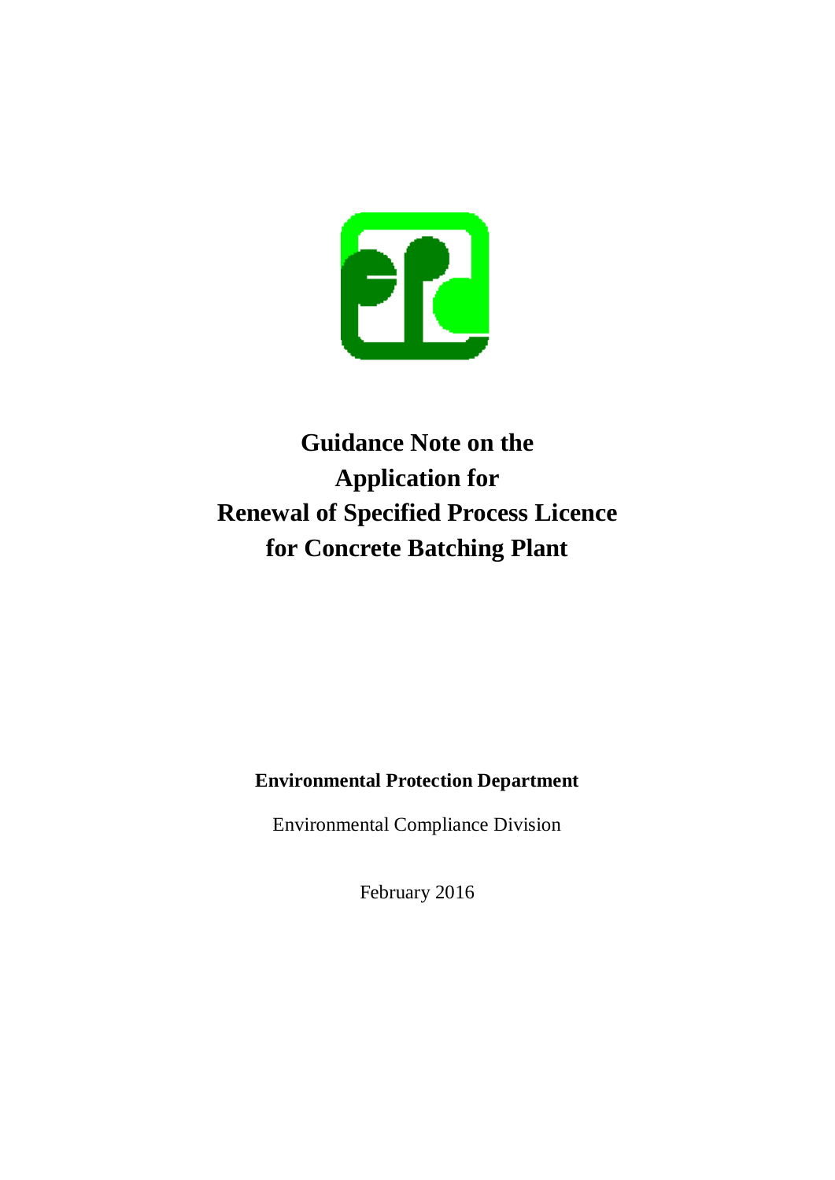# Guidance Note on the Application for Renewal of Specified Process Licence for Concrete Batching Plant

**Environmental Protection Department**

Environmental Compliance Division

February 2016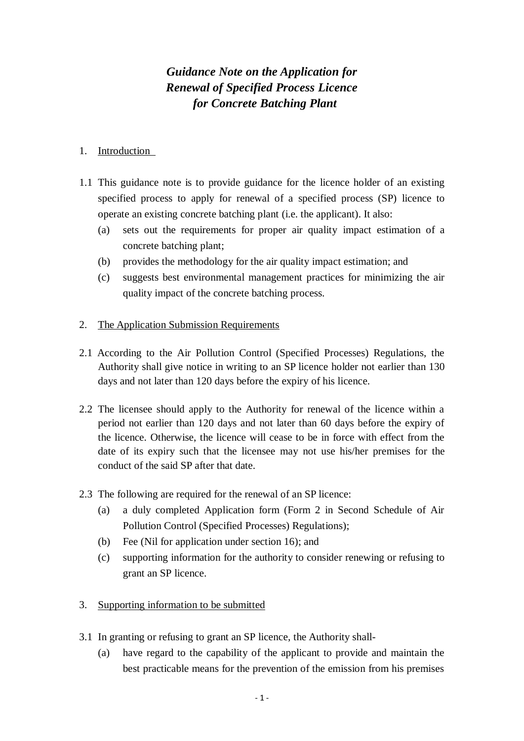# *Guidance Note on the Application for Renewal of Specified Process Licence for Concrete Batching Plant*

1. Introduction

1.1 This guidance note is to provide guidance for the licence holder of an existing specified process to apply for renewal of a specified process (SP) licence to operate an existing concrete batching plant (i.e. the applicant). It also:

   (a) sets out the requirements for proper air quality impact estimation of a concrete batching plant;

   (b) provides the methodology for the air quality impact estimation; and

   (c) suggests best environmental management practices for minimizing the air quality impact of the concrete batching process.

2. The Application Submission Requirements

2.1 According to the Air Pollution Control (Specified Processes) Regulations, the Authority shall give notice in writing to an SP licence holder not earlier than 130 days and not later than 120 days before the expiry of his licence.

2.2 The licensee should apply to the Authority for renewal of the licence within a period not earlier than 120 days and not later than 60 days before the expiry of the licence. Otherwise, the licence will cease to be in force with effect from the date of its expiry such that the licensee may not use his/her premises for the conduct of the said SP after that date.

2.3 The following are required for the renewal of an SP licence:

   (a) a duly completed Application form (Form 2 in Second Schedule of Air Pollution Control (Specified Processes) Regulations);

   (b) Fee (Nil for application under section 16); and

   (c) supporting information for the authority to consider renewing or refusing to grant an SP licence.

3. Supporting information to be submitted

3.1 In granting or refusing to grant an SP licence, the Authority shall-

   (a) have regard to the capability of the applicant to provide and maintain the best practicable means for the prevention of the emission from his premises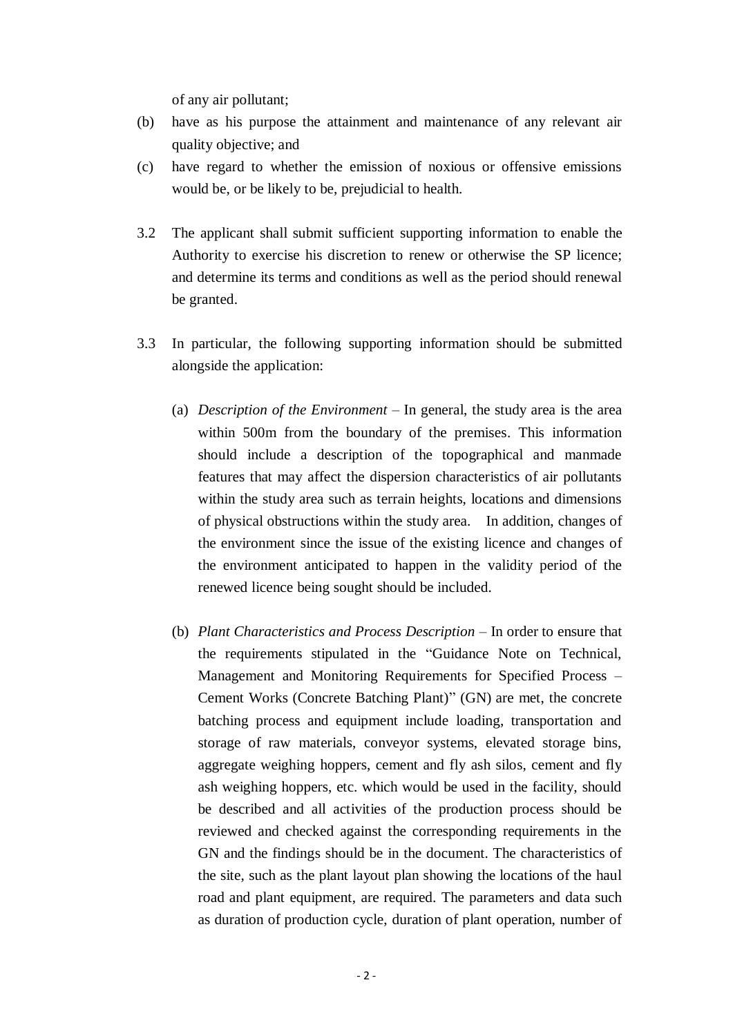of any air pollutant;

(b) have as his purpose the attainment and maintenance of any relevant air quality objective; and

(c) have regard to whether the emission of noxious or offensive emissions would be, or be likely to be, prejudicial to health.

3.2 The applicant shall submit sufficient supporting information to enable the Authority to exercise his discretion to renew or otherwise the SP licence; and determine its terms and conditions as well as the period should renewal be granted.

3.3 In particular, the following supporting information should be submitted alongside the application:

(a) *Description of the Environment* – In general, the study area is the area within 500m from the boundary of the premises. This information should include a description of the topographical and manmade features that may affect the dispersion characteristics of air pollutants within the study area such as terrain heights, locations and dimensions of physical obstructions within the study area. In addition, changes of the environment since the issue of the existing licence and changes of the environment anticipated to happen in the validity period of the renewed licence being sought should be included.

(b) *Plant Characteristics and Process Description* – In order to ensure that the requirements stipulated in the "Guidance Note on Technical, Management and Monitoring Requirements for Specified Process – Cement Works (Concrete Batching Plant)" (GN) are met, the concrete batching process and equipment include loading, transportation and storage of raw materials, conveyor systems, elevated storage bins, aggregate weighing hoppers, cement and fly ash silos, cement and fly ash weighing hoppers, etc. which would be used in the facility, should be described and all activities of the production process should be reviewed and checked against the corresponding requirements in the GN and the findings should be in the document. The characteristics of the site, such as the plant layout plan showing the locations of the haul road and plant equipment, are required. The parameters and data such as duration of production cycle, duration of plant operation, number of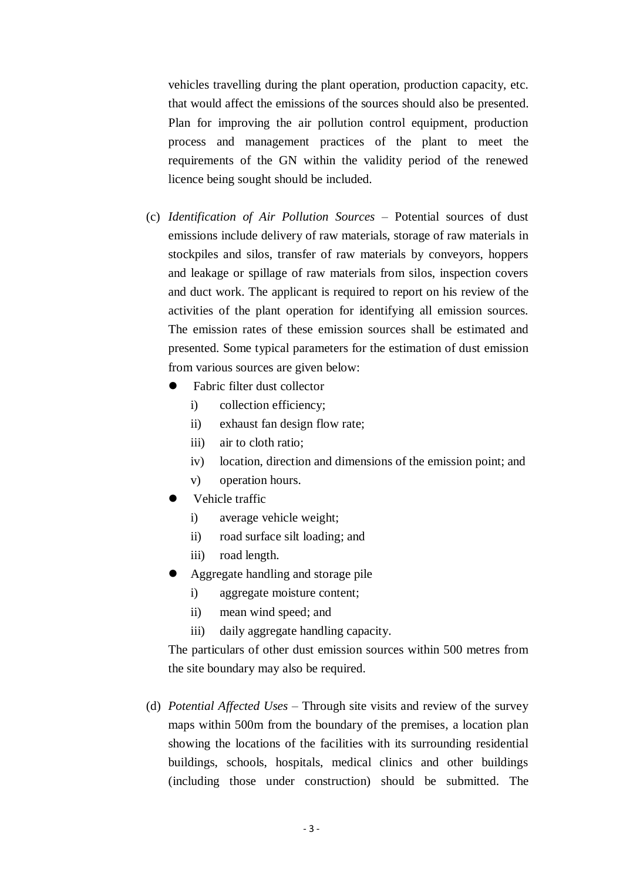vehicles travelling during the plant operation, production capacity, etc. that would affect the emissions of the sources should also be presented. Plan for improving the air pollution control equipment, production process and management practices of the plant to meet the requirements of the GN within the validity period of the renewed licence being sought should be included.

(c) *Identification of Air Pollution Sources* – Potential sources of dust emissions include delivery of raw materials, storage of raw materials in stockpiles and silos, transfer of raw materials by conveyors, hoppers and leakage or spillage of raw materials from silos, inspection covers and duct work. The applicant is required to report on his review of the activities of the plant operation for identifying all emission sources. The emission rates of these emission sources shall be estimated and presented. Some typical parameters for the estimation of dust emission from various sources are given below:

- Fabric filter dust collector
  - i) collection efficiency;
  - ii) exhaust fan design flow rate;
  - iii) air to cloth ratio;
  - iv) location, direction and dimensions of the emission point; and
  - v) operation hours.
- Vehicle traffic
  - i) average vehicle weight;
  - ii) road surface silt loading; and
  - iii) road length.
- Aggregate handling and storage pile
  - i) aggregate moisture content;
  - ii) mean wind speed; and
  - iii) daily aggregate handling capacity.

The particulars of other dust emission sources within 500 metres from the site boundary may also be required.

(d) *Potential Affected Uses* – Through site visits and review of the survey maps within 500m from the boundary of the premises, a location plan showing the locations of the facilities with its surrounding residential buildings, schools, hospitals, medical clinics and other buildings (including those under construction) should be submitted. The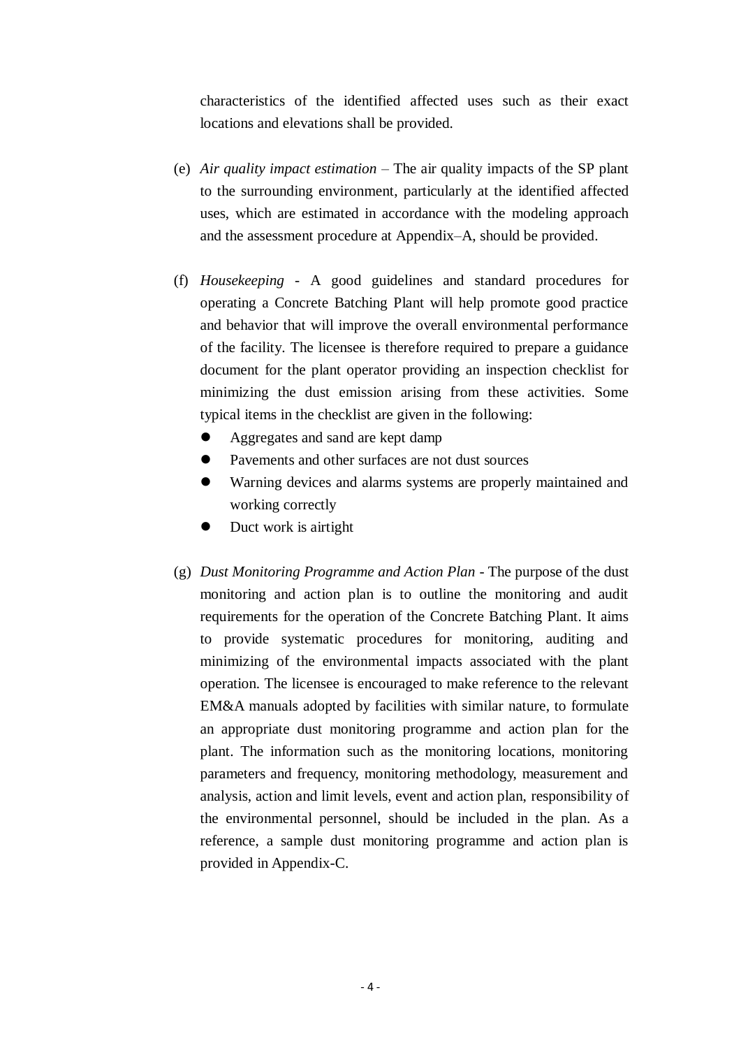characteristics of the identified affected uses such as their exact locations and elevations shall be provided.

(e) *Air quality impact estimation* – The air quality impacts of the SP plant to the surrounding environment, particularly at the identified affected uses, which are estimated in accordance with the modeling approach and the assessment procedure at Appendix–A, should be provided.

(f) *Housekeeping* - A good guidelines and standard procedures for operating a Concrete Batching Plant will help promote good practice and behavior that will improve the overall environmental performance of the facility. The licensee is therefore required to prepare a guidance document for the plant operator providing an inspection checklist for minimizing the dust emission arising from these activities. Some typical items in the checklist are given in the following:

- Aggregates and sand are kept damp
- Pavements and other surfaces are not dust sources
- Warning devices and alarms systems are properly maintained and working correctly
- Duct work is airtight

(g) *Dust Monitoring Programme and Action Plan* - The purpose of the dust monitoring and action plan is to outline the monitoring and audit requirements for the operation of the Concrete Batching Plant. It aims to provide systematic procedures for monitoring, auditing and minimizing of the environmental impacts associated with the plant operation. The licensee is encouraged to make reference to the relevant EM&A manuals adopted by facilities with similar nature, to formulate an appropriate dust monitoring programme and action plan for the plant. The information such as the monitoring locations, monitoring parameters and frequency, monitoring methodology, measurement and analysis, action and limit levels, event and action plan, responsibility of the environmental personnel, should be included in the plan. As a reference, a sample dust monitoring programme and action plan is provided in Appendix-C.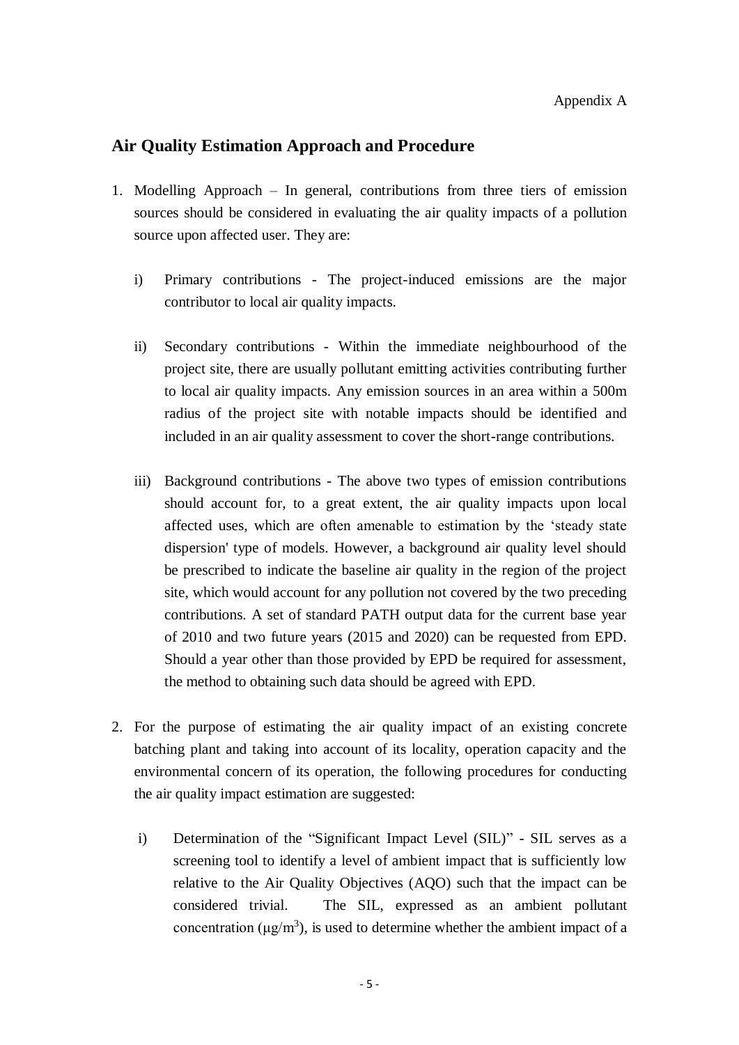Appendix A

## Air Quality Estimation Approach and Procedure

1. Modelling Approach – In general, contributions from three tiers of emission sources should be considered in evaluating the air quality impacts of a pollution source upon affected user. They are:

   i) Primary contributions - The project-induced emissions are the major contributor to local air quality impacts.

   ii) Secondary contributions - Within the immediate neighbourhood of the project site, there are usually pollutant emitting activities contributing further to local air quality impacts. Any emission sources in an area within a 500m radius of the project site with notable impacts should be identified and included in an air quality assessment to cover the short-range contributions.

   iii) Background contributions - The above two types of emission contributions should account for, to a great extent, the air quality impacts upon local affected uses, which are often amenable to estimation by the 'steady state dispersion' type of models. However, a background air quality level should be prescribed to indicate the baseline air quality in the region of the project site, which would account for any pollution not covered by the two preceding contributions. A set of standard PATH output data for the current base year of 2010 and two future years (2015 and 2020) can be requested from EPD. Should a year other than those provided by EPD be required for assessment, the method to obtaining such data should be agreed with EPD.

2. For the purpose of estimating the air quality impact of an existing concrete batching plant and taking into account of its locality, operation capacity and the environmental concern of its operation, the following procedures for conducting the air quality impact estimation are suggested:

   i) Determination of the "Significant Impact Level (SIL)" - SIL serves as a screening tool to identify a level of ambient impact that is sufficiently low relative to the Air Quality Objectives (AQO) such that the impact can be considered trivial. The SIL, expressed as an ambient pollutant concentration ($\mu g/m^3$), is used to determine whether the ambient impact of a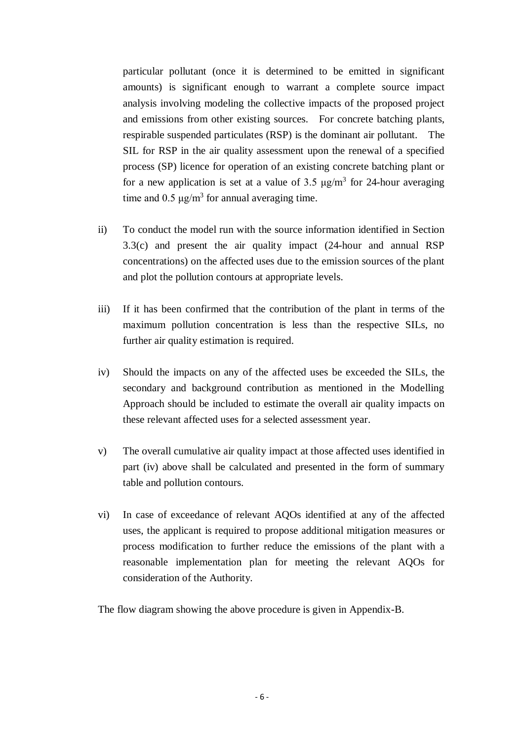particular pollutant (once it is determined to be emitted in significant amounts) is significant enough to warrant a complete source impact analysis involving modeling the collective impacts of the proposed project and emissions from other existing sources. For concrete batching plants, respirable suspended particulates (RSP) is the dominant air pollutant. The SIL for RSP in the air quality assessment upon the renewal of a specified process (SP) licence for operation of an existing concrete batching plant or for a new application is set at a value of 3.5 $\mu g/m^3$ for 24-hour averaging time and 0.5 $\mu g/m^3$ for annual averaging time.

ii) To conduct the model run with the source information identified in Section 3.3(c) and present the air quality impact (24-hour and annual RSP concentrations) on the affected uses due to the emission sources of the plant and plot the pollution contours at appropriate levels.

iii) If it has been confirmed that the contribution of the plant in terms of the maximum pollution concentration is less than the respective SILs, no further air quality estimation is required.

iv) Should the impacts on any of the affected uses be exceeded the SILs, the secondary and background contribution as mentioned in the Modelling Approach should be included to estimate the overall air quality impacts on these relevant affected uses for a selected assessment year.

v) The overall cumulative air quality impact at those affected uses identified in part (iv) above shall be calculated and presented in the form of summary table and pollution contours.

vi) In case of exceedance of relevant AQOs identified at any of the affected uses, the applicant is required to propose additional mitigation measures or process modification to further reduce the emissions of the plant with a reasonable implementation plan for meeting the relevant AQOs for consideration of the Authority.

The flow diagram showing the above procedure is given in Appendix-B.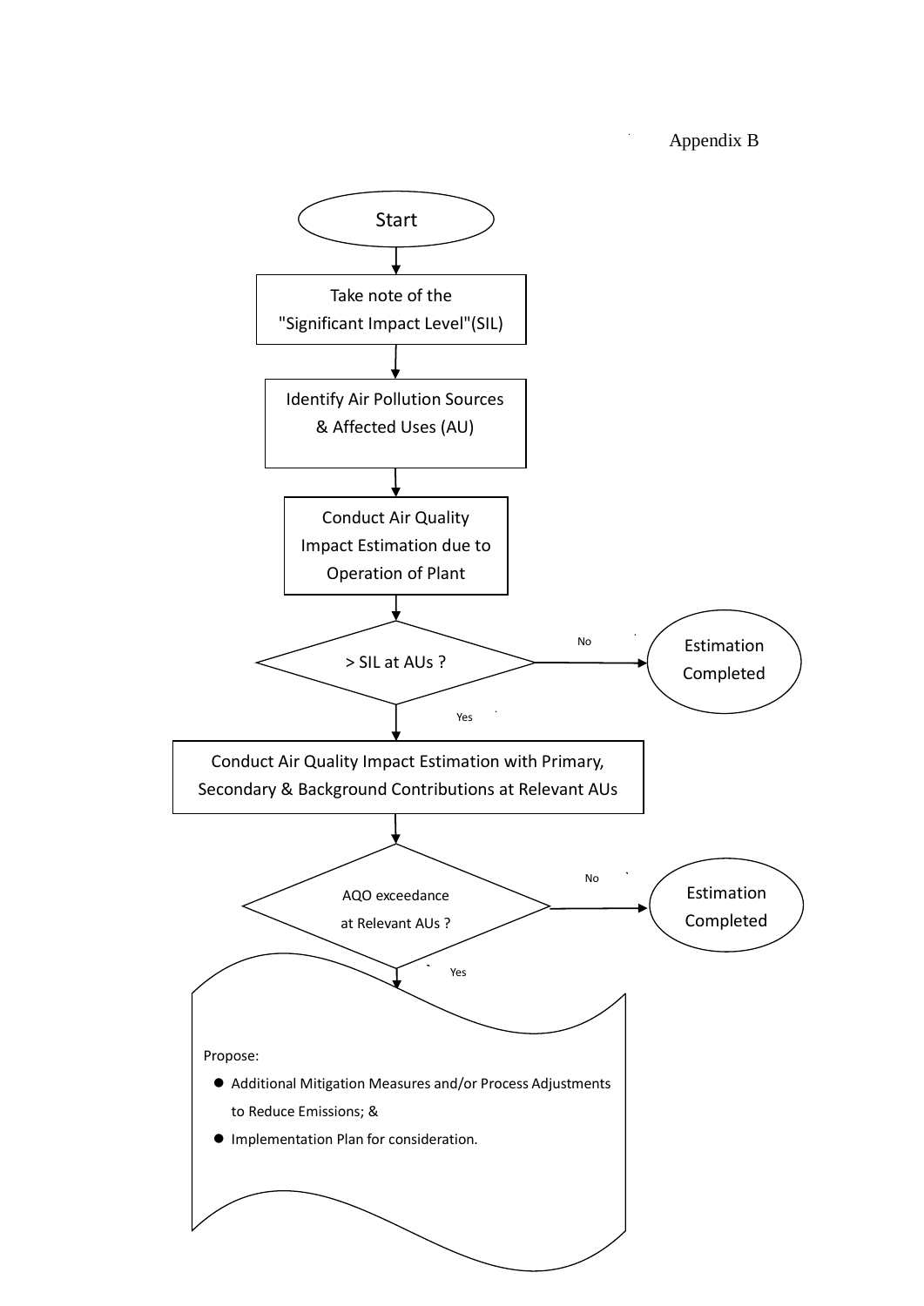Appendix B

Start

Take note of the "Significant Impact Level"(SIL)

Identify Air Pollution Sources & Affected Uses (AU)

Conduct Air Quality Impact Estimation due to Operation of Plant

> SIL at AUs ?

No → Estimation Completed

Yes

Conduct Air Quality Impact Estimation with Primary, Secondary & Background Contributions at Relevant AUs

AQO exceedance at Relevant AUs ?

No → Estimation Completed

Yes

Propose:

- Additional Mitigation Measures and/or Process Adjustments to Reduce Emissions; &
- Implementation Plan for consideration.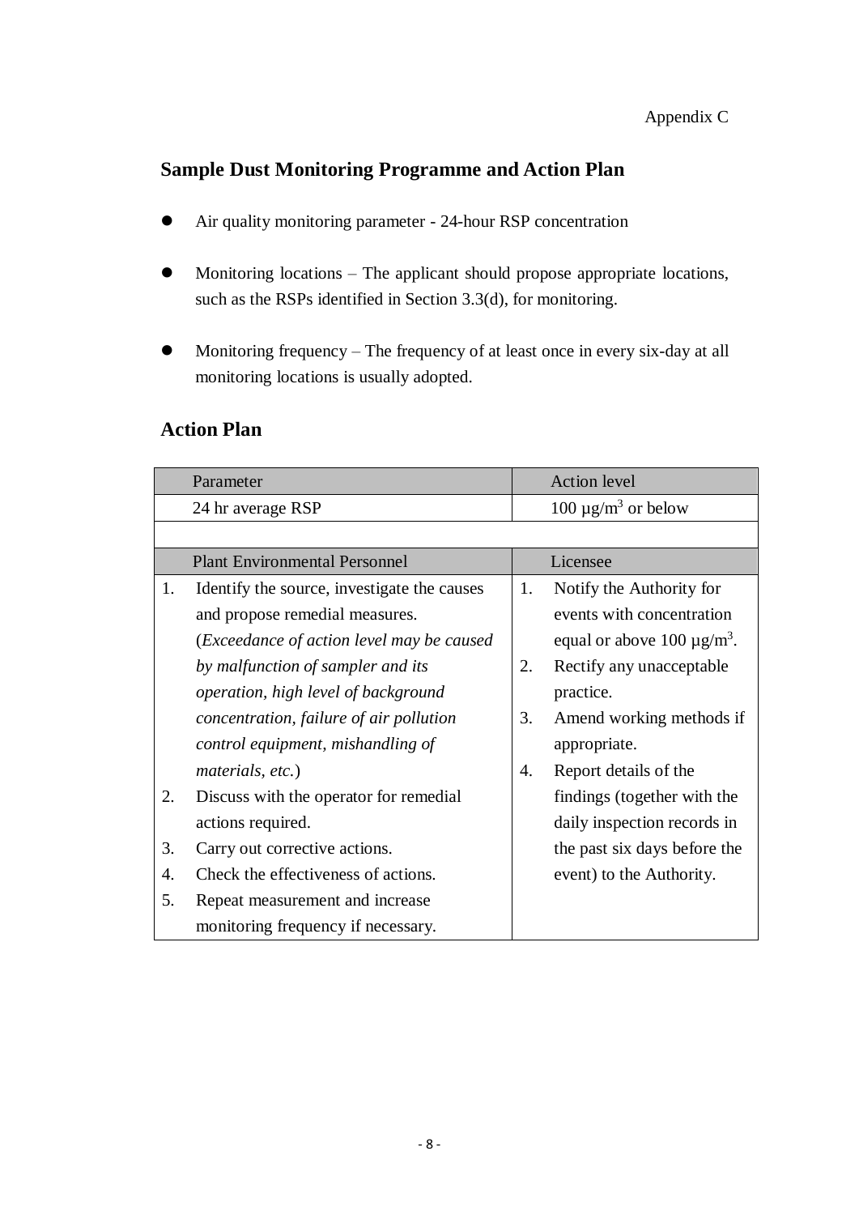Appendix C

## Sample Dust Monitoring Programme and Action Plan

- Air quality monitoring parameter - 24-hour RSP concentration
- Monitoring locations – The applicant should propose appropriate locations, such as the RSPs identified in Section 3.3(d), for monitoring.
- Monitoring frequency – The frequency of at least once in every six-day at all monitoring locations is usually adopted.

## Action Plan

| Parameter | Action level |
|---|---|
| 24 hr average RSP | 100 µg/m$^3$ or below |
| | |
| **Plant Environmental Personnel** | **Licensee** |
| 1. Identify the source, investigate the causes and propose remedial measures. (*Exceedance of action level may be caused by malfunction of sampler and its operation, high level of background concentration, failure of air pollution control equipment, mishandling of materials, etc.*)<br>2. Discuss with the operator for remedial actions required.<br>3. Carry out corrective actions.<br>4. Check the effectiveness of actions.<br>5. Repeat measurement and increase monitoring frequency if necessary. | 1. Notify the Authority for events with concentration equal or above 100 µg/m$^3$.<br>2. Rectify any unacceptable practice.<br>3. Amend working methods if appropriate.<br>4. Report details of the findings (together with the daily inspection records in the past six days before the event) to the Authority. |